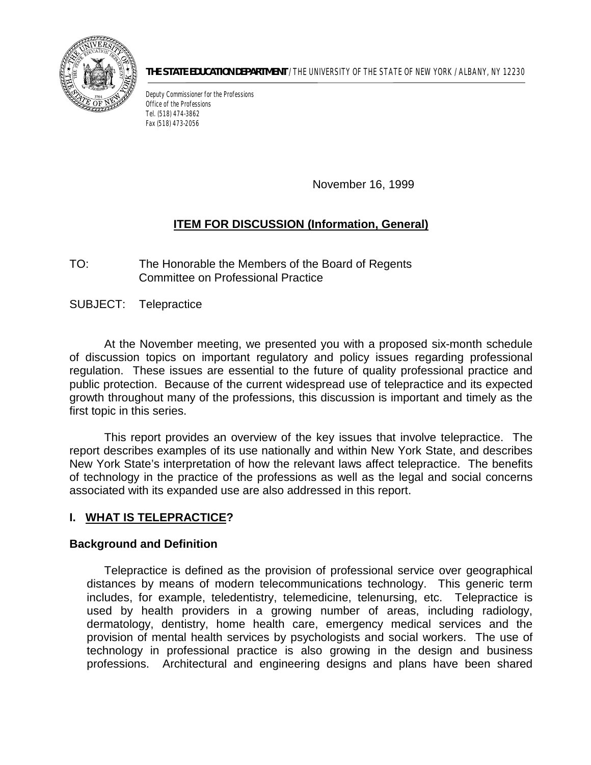**THE STATE EDUCATION DEPARTMENT** / THE UNIVERSITY OF THE STATE OF NEW YORK / ALBANY, NY 12230

Deputy Commissioner for the Professions
Office of the Professions
Tel. (518) 474-3862
Fax (518) 473-2056

November 16, 1999

## ITEM FOR DISCUSSION (Information, General)

TO: The Honorable the Members of the Board of Regents
Committee on Professional Practice

SUBJECT: Telepractice

At the November meeting, we presented you with a proposed six-month schedule of discussion topics on important regulatory and policy issues regarding professional regulation. These issues are essential to the future of quality professional practice and public protection. Because of the current widespread use of telepractice and its expected growth throughout many of the professions, this discussion is important and timely as the first topic in this series.

This report provides an overview of the key issues that involve telepractice. The report describes examples of its use nationally and within New York State, and describes New York State's interpretation of how the relevant laws affect telepractice. The benefits of technology in the practice of the professions as well as the legal and social concerns associated with its expanded use are also addressed in this report.

### I. WHAT IS TELEPRACTICE?

#### Background and Definition

Telepractice is defined as the provision of professional service over geographical distances by means of modern telecommunications technology. This generic term includes, for example, teledentistry, telemedicine, telenursing, etc. Telepractice is used by health providers in a growing number of areas, including radiology, dermatology, dentistry, home health care, emergency medical services and the provision of mental health services by psychologists and social workers. The use of technology in professional practice is also growing in the design and business professions. Architectural and engineering designs and plans have been shared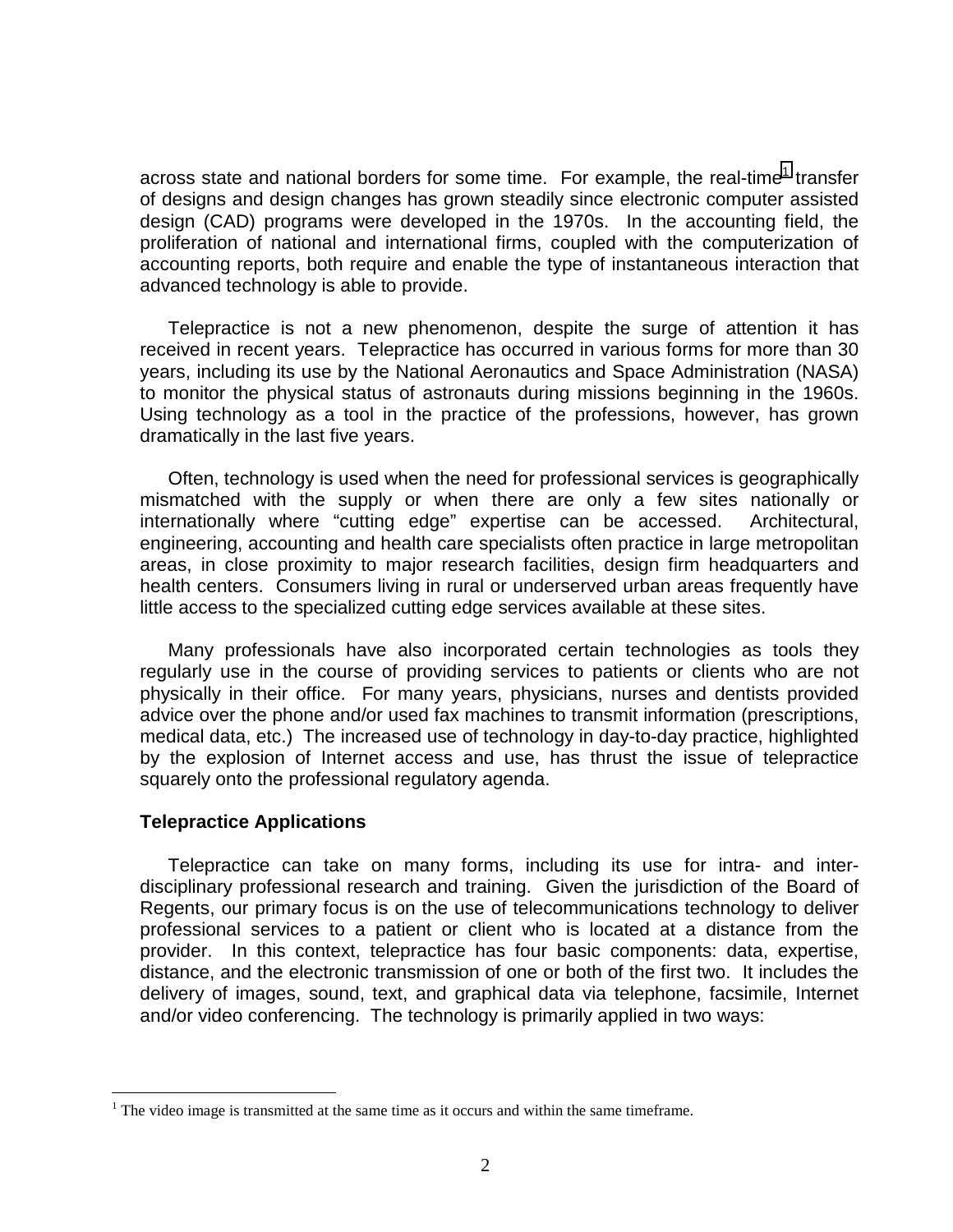across state and national borders for some time. For example, the real-time[1] transfer of designs and design changes has grown steadily since electronic computer assisted design (CAD) programs were developed in the 1970s. In the accounting field, the proliferation of national and international firms, coupled with the computerization of accounting reports, both require and enable the type of instantaneous interaction that advanced technology is able to provide.

Telepractice is not a new phenomenon, despite the surge of attention it has received in recent years. Telepractice has occurred in various forms for more than 30 years, including its use by the National Aeronautics and Space Administration (NASA) to monitor the physical status of astronauts during missions beginning in the 1960s. Using technology as a tool in the practice of the professions, however, has grown dramatically in the last five years.

Often, technology is used when the need for professional services is geographically mismatched with the supply or when there are only a few sites nationally or internationally where "cutting edge" expertise can be accessed. Architectural, engineering, accounting and health care specialists often practice in large metropolitan areas, in close proximity to major research facilities, design firm headquarters and health centers. Consumers living in rural or underserved urban areas frequently have little access to the specialized cutting edge services available at these sites.

Many professionals have also incorporated certain technologies as tools they regularly use in the course of providing services to patients or clients who are not physically in their office. For many years, physicians, nurses and dentists provided advice over the phone and/or used fax machines to transmit information (prescriptions, medical data, etc.) The increased use of technology in day-to-day practice, highlighted by the explosion of Internet access and use, has thrust the issue of telepractice squarely onto the professional regulatory agenda.

### Telepractice Applications

Telepractice can take on many forms, including its use for intra- and inter-disciplinary professional research and training. Given the jurisdiction of the Board of Regents, our primary focus is on the use of telecommunications technology to deliver professional services to a patient or client who is located at a distance from the provider. In this context, telepractice has four basic components: data, expertise, distance, and the electronic transmission of one or both of the first two. It includes the delivery of images, sound, text, and graphical data via telephone, facsimile, Internet and/or video conferencing. The technology is primarily applied in two ways:

---

[1] The video image is transmitted at the same time as it occurs and within the same timeframe.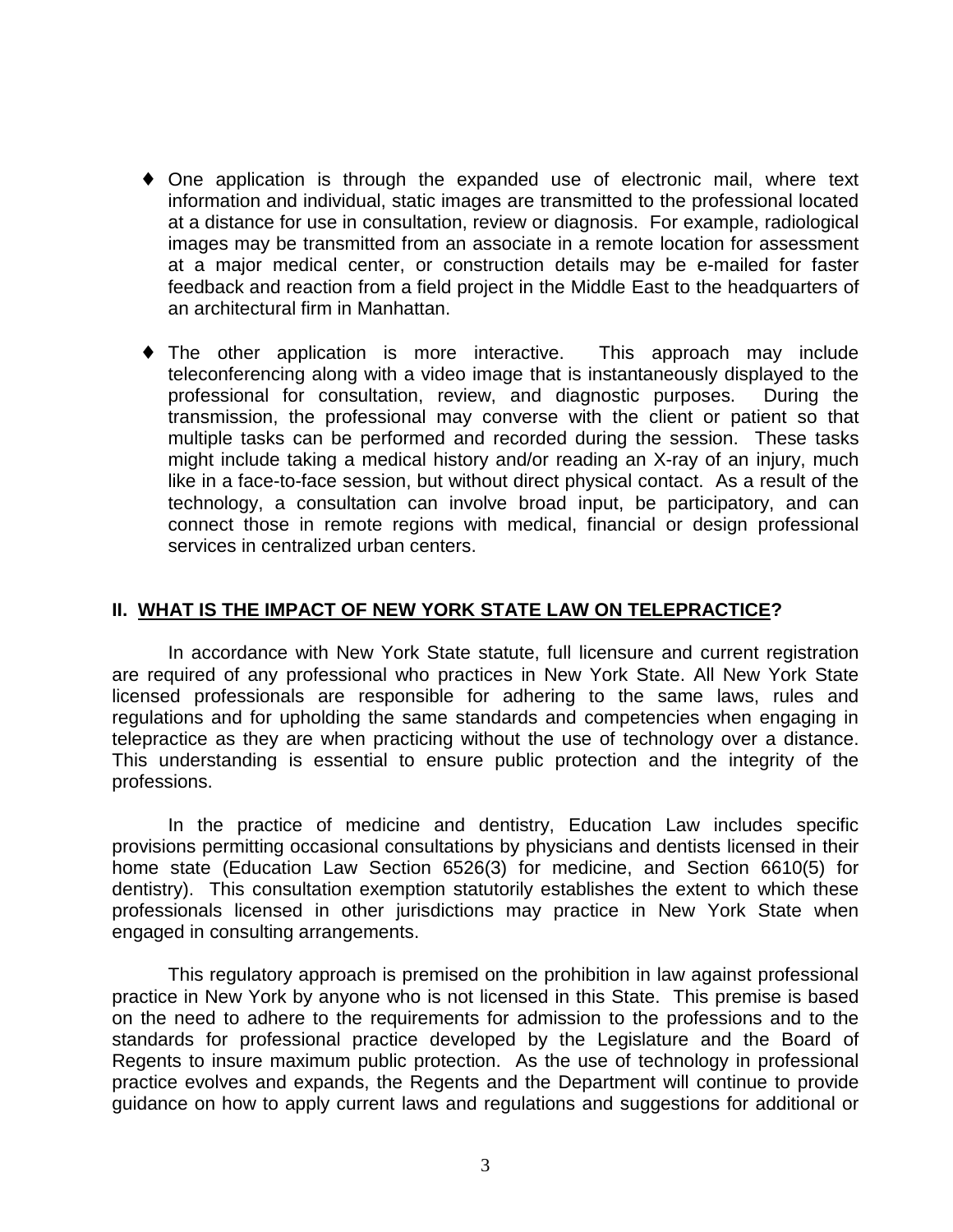- One application is through the expanded use of electronic mail, where text information and individual, static images are transmitted to the professional located at a distance for use in consultation, review or diagnosis. For example, radiological images may be transmitted from an associate in a remote location for assessment at a major medical center, or construction details may be e-mailed for faster feedback and reaction from a field project in the Middle East to the headquarters of an architectural firm in Manhattan.

- The other application is more interactive. This approach may include teleconferencing along with a video image that is instantaneously displayed to the professional for consultation, review, and diagnostic purposes. During the transmission, the professional may converse with the client or patient so that multiple tasks can be performed and recorded during the session. These tasks might include taking a medical history and/or reading an X-ray of an injury, much like in a face-to-face session, but without direct physical contact. As a result of the technology, a consultation can involve broad input, be participatory, and can connect those in remote regions with medical, financial or design professional services in centralized urban centers.

## II. WHAT IS THE IMPACT OF NEW YORK STATE LAW ON TELEPRACTICE?

In accordance with New York State statute, full licensure and current registration are required of any professional who practices in New York State. All New York State licensed professionals are responsible for adhering to the same laws, rules and regulations and for upholding the same standards and competencies when engaging in telepractice as they are when practicing without the use of technology over a distance. This understanding is essential to ensure public protection and the integrity of the professions.

In the practice of medicine and dentistry, Education Law includes specific provisions permitting occasional consultations by physicians and dentists licensed in their home state (Education Law Section 6526(3) for medicine, and Section 6610(5) for dentistry). This consultation exemption statutorily establishes the extent to which these professionals licensed in other jurisdictions may practice in New York State when engaged in consulting arrangements.

This regulatory approach is premised on the prohibition in law against professional practice in New York by anyone who is not licensed in this State. This premise is based on the need to adhere to the requirements for admission to the professions and to the standards for professional practice developed by the Legislature and the Board of Regents to insure maximum public protection. As the use of technology in professional practice evolves and expands, the Regents and the Department will continue to provide guidance on how to apply current laws and regulations and suggestions for additional or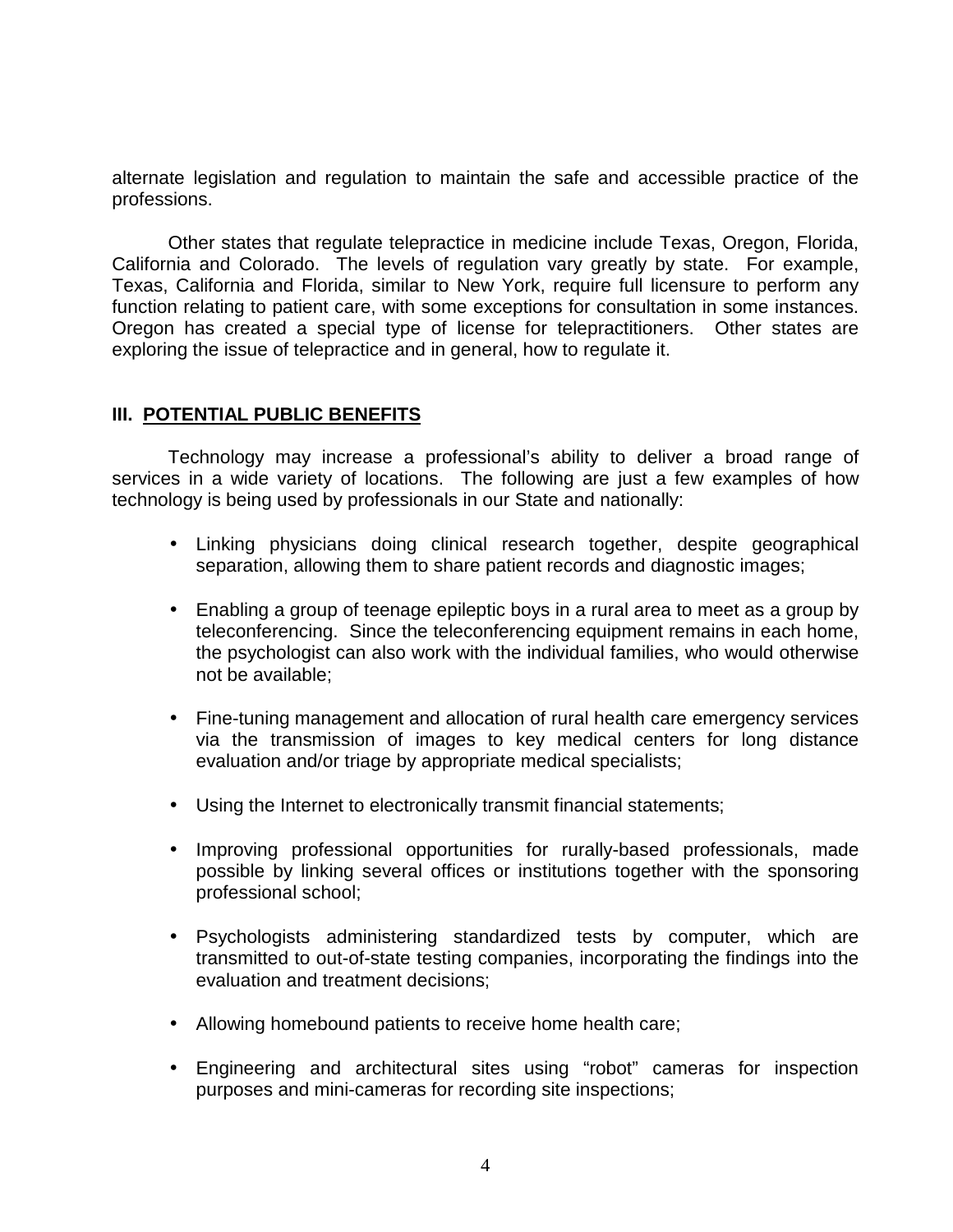alternate legislation and regulation to maintain the safe and accessible practice of the professions.

Other states that regulate telepractice in medicine include Texas, Oregon, Florida, California and Colorado. The levels of regulation vary greatly by state. For example, Texas, California and Florida, similar to New York, require full licensure to perform any function relating to patient care, with some exceptions for consultation in some instances. Oregon has created a special type of license for telepractitioners. Other states are exploring the issue of telepractice and in general, how to regulate it.

## III. POTENTIAL PUBLIC BENEFITS

Technology may increase a professional's ability to deliver a broad range of services in a wide variety of locations. The following are just a few examples of how technology is being used by professionals in our State and nationally:

- Linking physicians doing clinical research together, despite geographical separation, allowing them to share patient records and diagnostic images;
- Enabling a group of teenage epileptic boys in a rural area to meet as a group by teleconferencing. Since the teleconferencing equipment remains in each home, the psychologist can also work with the individual families, who would otherwise not be available;
- Fine-tuning management and allocation of rural health care emergency services via the transmission of images to key medical centers for long distance evaluation and/or triage by appropriate medical specialists;
- Using the Internet to electronically transmit financial statements;
- Improving professional opportunities for rurally-based professionals, made possible by linking several offices or institutions together with the sponsoring professional school;
- Psychologists administering standardized tests by computer, which are transmitted to out-of-state testing companies, incorporating the findings into the evaluation and treatment decisions;
- Allowing homebound patients to receive home health care;
- Engineering and architectural sites using "robot" cameras for inspection purposes and mini-cameras for recording site inspections;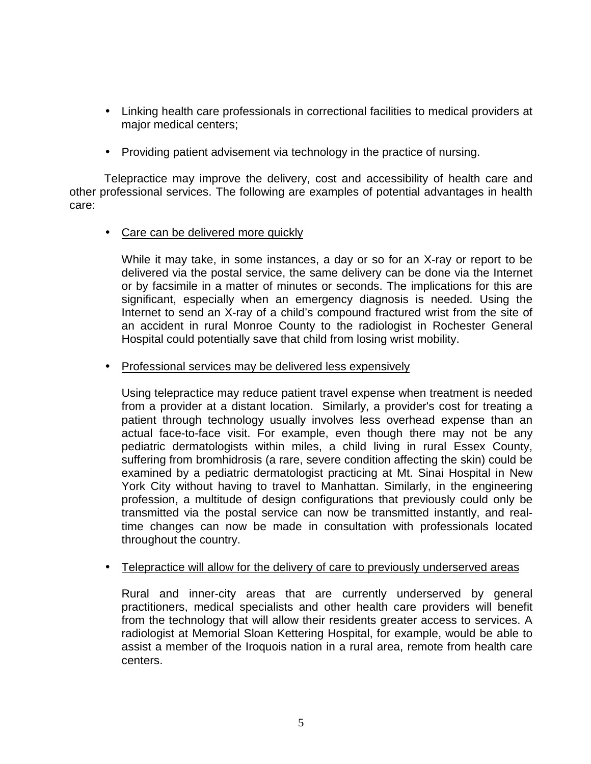- Linking health care professionals in correctional facilities to medical providers at major medical centers;

- Providing patient advisement via technology in the practice of nursing.

Telepractice may improve the delivery, cost and accessibility of health care and other professional services. The following are examples of potential advantages in health care:

- <u>Care can be delivered more quickly</u>

  While it may take, in some instances, a day or so for an X-ray or report to be delivered via the postal service, the same delivery can be done via the Internet or by facsimile in a matter of minutes or seconds. The implications for this are significant, especially when an emergency diagnosis is needed. Using the Internet to send an X-ray of a child's compound fractured wrist from the site of an accident in rural Monroe County to the radiologist in Rochester General Hospital could potentially save that child from losing wrist mobility.

- <u>Professional services may be delivered less expensively</u>

  Using telepractice may reduce patient travel expense when treatment is needed from a provider at a distant location. Similarly, a provider's cost for treating a patient through technology usually involves less overhead expense than an actual face-to-face visit. For example, even though there may not be any pediatric dermatologists within miles, a child living in rural Essex County, suffering from bromhidrosis (a rare, severe condition affecting the skin) could be examined by a pediatric dermatologist practicing at Mt. Sinai Hospital in New York City without having to travel to Manhattan. Similarly, in the engineering profession, a multitude of design configurations that previously could only be transmitted via the postal service can now be transmitted instantly, and real-time changes can now be made in consultation with professionals located throughout the country.

- <u>Telepractice will allow for the delivery of care to previously underserved areas</u>

  Rural and inner-city areas that are currently underserved by general practitioners, medical specialists and other health care providers will benefit from the technology that will allow their residents greater access to services. A radiologist at Memorial Sloan Kettering Hospital, for example, would be able to assist a member of the Iroquois nation in a rural area, remote from health care centers.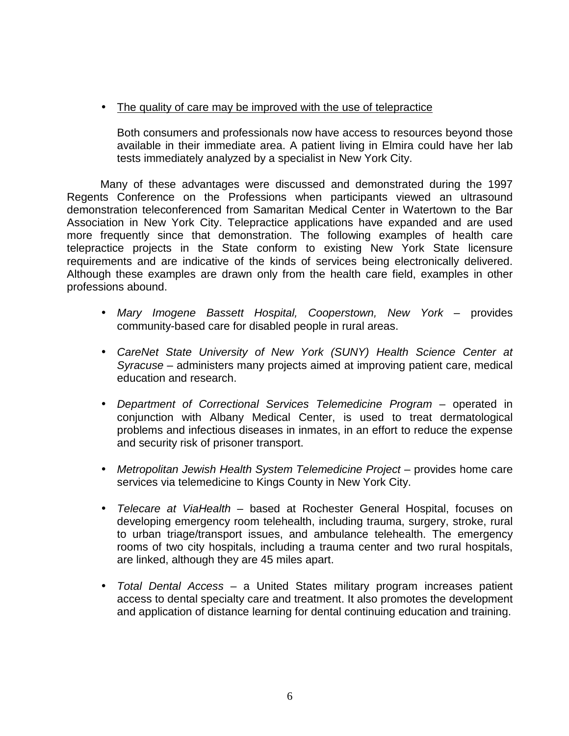- <u>The quality of care may be improved with the use of telepractice</u>

  Both consumers and professionals now have access to resources beyond those available in their immediate area. A patient living in Elmira could have her lab tests immediately analyzed by a specialist in New York City.

Many of these advantages were discussed and demonstrated during the 1997 Regents Conference on the Professions when participants viewed an ultrasound demonstration teleconferenced from Samaritan Medical Center in Watertown to the Bar Association in New York City. Telepractice applications have expanded and are used more frequently since that demonstration. The following examples of health care telepractice projects in the State conform to existing New York State licensure requirements and are indicative of the kinds of services being electronically delivered. Although these examples are drawn only from the health care field, examples in other professions abound.

- *Mary Imogene Bassett Hospital, Cooperstown, New York* – provides community-based care for disabled people in rural areas.

- *CareNet State University of New York (SUNY) Health Science Center at Syracuse* – administers many projects aimed at improving patient care, medical education and research.

- *Department of Correctional Services Telemedicine Program* – operated in conjunction with Albany Medical Center, is used to treat dermatological problems and infectious diseases in inmates, in an effort to reduce the expense and security risk of prisoner transport.

- *Metropolitan Jewish Health System Telemedicine Project* – provides home care services via telemedicine to Kings County in New York City.

- *Telecare at ViaHealth* – based at Rochester General Hospital, focuses on developing emergency room telehealth, including trauma, surgery, stroke, rural to urban triage/transport issues, and ambulance telehealth. The emergency rooms of two city hospitals, including a trauma center and two rural hospitals, are linked, although they are 45 miles apart.

- *Total Dental Access* – a United States military program increases patient access to dental specialty care and treatment. It also promotes the development and application of distance learning for dental continuing education and training.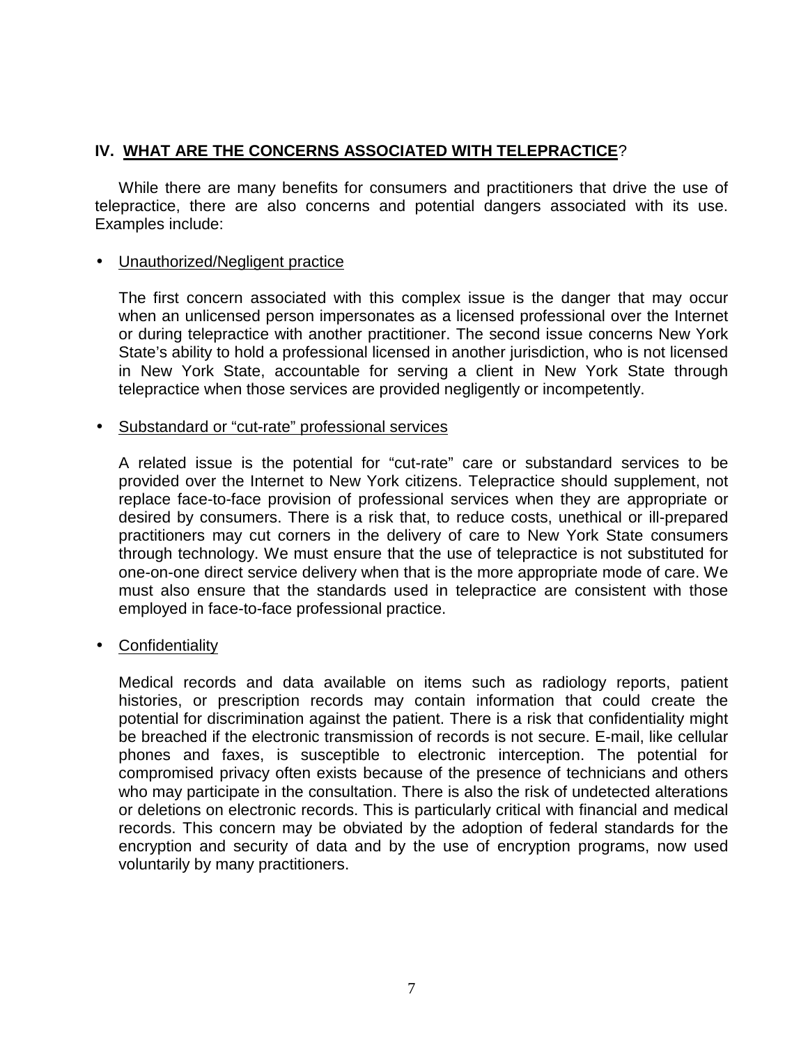## IV. WHAT ARE THE CONCERNS ASSOCIATED WITH TELEPRACTICE?

While there are many benefits for consumers and practitioners that drive the use of telepractice, there are also concerns and potential dangers associated with its use. Examples include:

- Unauthorized/Negligent practice

  The first concern associated with this complex issue is the danger that may occur when an unlicensed person impersonates as a licensed professional over the Internet or during telepractice with another practitioner. The second issue concerns New York State's ability to hold a professional licensed in another jurisdiction, who is not licensed in New York State, accountable for serving a client in New York State through telepractice when those services are provided negligently or incompetently.

- Substandard or "cut-rate" professional services

  A related issue is the potential for "cut-rate" care or substandard services to be provided over the Internet to New York citizens. Telepractice should supplement, not replace face-to-face provision of professional services when they are appropriate or desired by consumers. There is a risk that, to reduce costs, unethical or ill-prepared practitioners may cut corners in the delivery of care to New York State consumers through technology. We must ensure that the use of telepractice is not substituted for one-on-one direct service delivery when that is the more appropriate mode of care. We must also ensure that the standards used in telepractice are consistent with those employed in face-to-face professional practice.

- Confidentiality

  Medical records and data available on items such as radiology reports, patient histories, or prescription records may contain information that could create the potential for discrimination against the patient. There is a risk that confidentiality might be breached if the electronic transmission of records is not secure. E-mail, like cellular phones and faxes, is susceptible to electronic interception. The potential for compromised privacy often exists because of the presence of technicians and others who may participate in the consultation. There is also the risk of undetected alterations or deletions on electronic records. This is particularly critical with financial and medical records. This concern may be obviated by the adoption of federal standards for the encryption and security of data and by the use of encryption programs, now used voluntarily by many practitioners.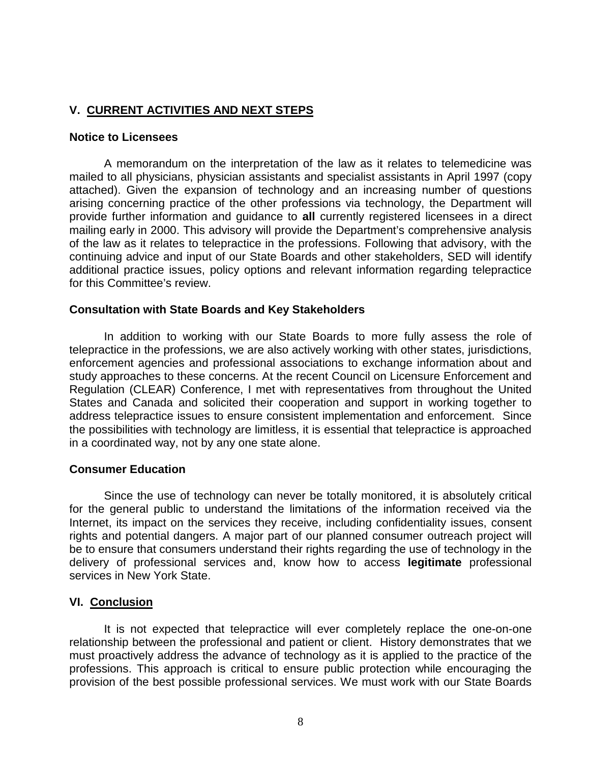## V. CURRENT ACTIVITIES AND NEXT STEPS

**Notice to Licensees**

A memorandum on the interpretation of the law as it relates to telemedicine was mailed to all physicians, physician assistants and specialist assistants in April 1997 (copy attached). Given the expansion of technology and an increasing number of questions arising concerning practice of the other professions via technology, the Department will provide further information and guidance to **all** currently registered licensees in a direct mailing early in 2000. This advisory will provide the Department's comprehensive analysis of the law as it relates to telepractice in the professions. Following that advisory, with the continuing advice and input of our State Boards and other stakeholders, SED will identify additional practice issues, policy options and relevant information regarding telepractice for this Committee's review.

**Consultation with State Boards and Key Stakeholders**

In addition to working with our State Boards to more fully assess the role of telepractice in the professions, we are also actively working with other states, jurisdictions, enforcement agencies and professional associations to exchange information about and study approaches to these concerns. At the recent Council on Licensure Enforcement and Regulation (CLEAR) Conference, I met with representatives from throughout the United States and Canada and solicited their cooperation and support in working together to address telepractice issues to ensure consistent implementation and enforcement. Since the possibilities with technology are limitless, it is essential that telepractice is approached in a coordinated way, not by any one state alone.

**Consumer Education**

Since the use of technology can never be totally monitored, it is absolutely critical for the general public to understand the limitations of the information received via the Internet, its impact on the services they receive, including confidentiality issues, consent rights and potential dangers. A major part of our planned consumer outreach project will be to ensure that consumers understand their rights regarding the use of technology in the delivery of professional services and, know how to access **legitimate** professional services in New York State.

## VI. Conclusion

It is not expected that telepractice will ever completely replace the one-on-one relationship between the professional and patient or client. History demonstrates that we must proactively address the advance of technology as it is applied to the practice of the professions. This approach is critical to ensure public protection while encouraging the provision of the best possible professional services. We must work with our State Boards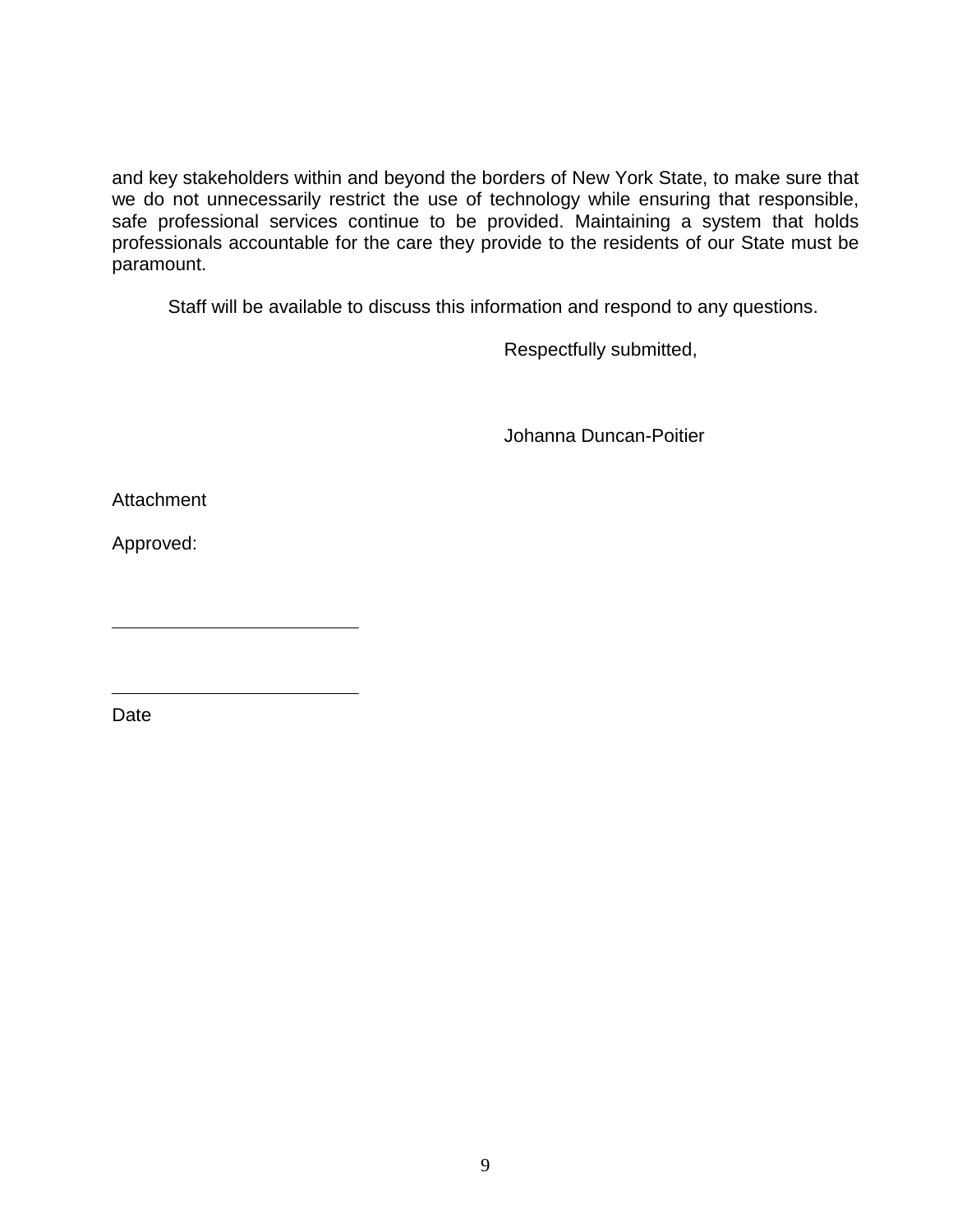and key stakeholders within and beyond the borders of New York State, to make sure that we do not unnecessarily restrict the use of technology while ensuring that responsible, safe professional services continue to be provided. Maintaining a system that holds professionals accountable for the care they provide to the residents of our State must be paramount.

Staff will be available to discuss this information and respond to any questions.

Respectfully submitted,

Johanna Duncan-Poitier

Attachment

Approved:

\_\_\_\_\_\_\_\_\_\_\_\_\_\_\_\_\_\_\_\_\_\_\_\_

\_\_\_\_\_\_\_\_\_\_\_\_\_\_\_\_\_\_\_\_\_\_\_\_

Date